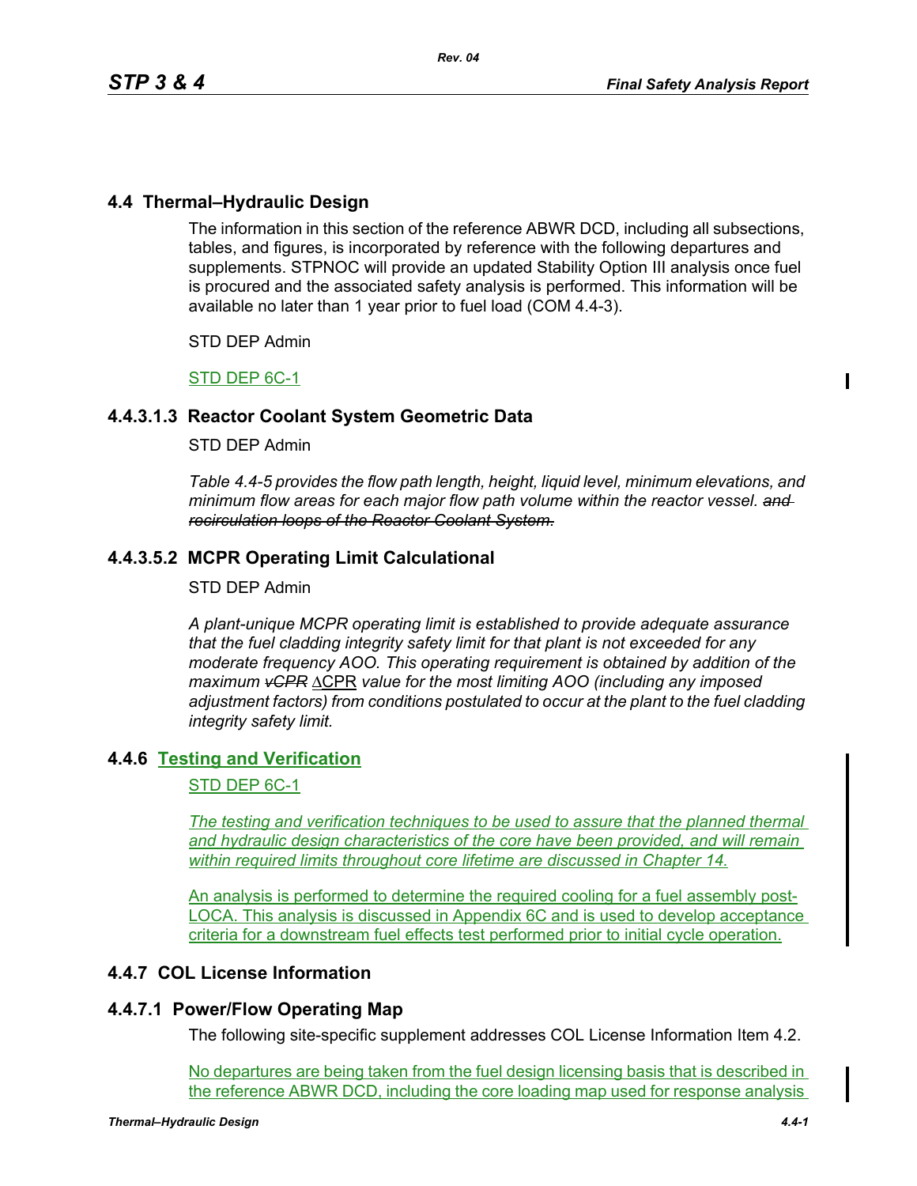## 4.4 Thermal–Hydraulic Design

The information in this section of the reference ABWR DCD, including all subsections, tables, and figures, is incorporated by reference with the following departures and supplements. STPNOC will provide an updated Stability Option III analysis once fuel is procured and the associated safety analysis is performed. This information will be available no later than 1 year prior to fuel load (COM 4.4-3).

STD DEP Admin

STD DEP 6C-1

### 4.4.3.1.3 Reactor Coolant System Geometric Data

STD DEP Admin

*Table 4.4-5 provides the flow path length, height, liquid level, minimum elevations, and minimum flow areas for each major flow path volume within the reactor vessel.* ~~*and recirculation loops of the Reactor Coolant System.*~~

### 4.4.3.5.2 MCPR Operating Limit Calculational

STD DEP Admin

*A plant-unique MCPR operating limit is established to provide adequate assurance that the fuel cladding integrity safety limit for that plant is not exceeded for any moderate frequency AOO. This operating requirement is obtained by addition of the maximum* ~~*vCPR*~~ ΔCPR *value for the most limiting AOO (including any imposed adjustment factors) from conditions postulated to occur at the plant to the fuel cladding integrity safety limit.*

## 4.4.6 Testing and Verification

STD DEP 6C-1

*The testing and verification techniques to be used to assure that the planned thermal and hydraulic design characteristics of the core have been provided, and will remain within required limits throughout core lifetime are discussed in Chapter 14.*

An analysis is performed to determine the required cooling for a fuel assembly post-LOCA. This analysis is discussed in Appendix 6C and is used to develop acceptance criteria for a downstream fuel effects test performed prior to initial cycle operation.

## 4.4.7 COL License Information

### 4.4.7.1 Power/Flow Operating Map

The following site-specific supplement addresses COL License Information Item 4.2.

No departures are being taken from the fuel design licensing basis that is described in the reference ABWR DCD, including the core loading map used for response analysis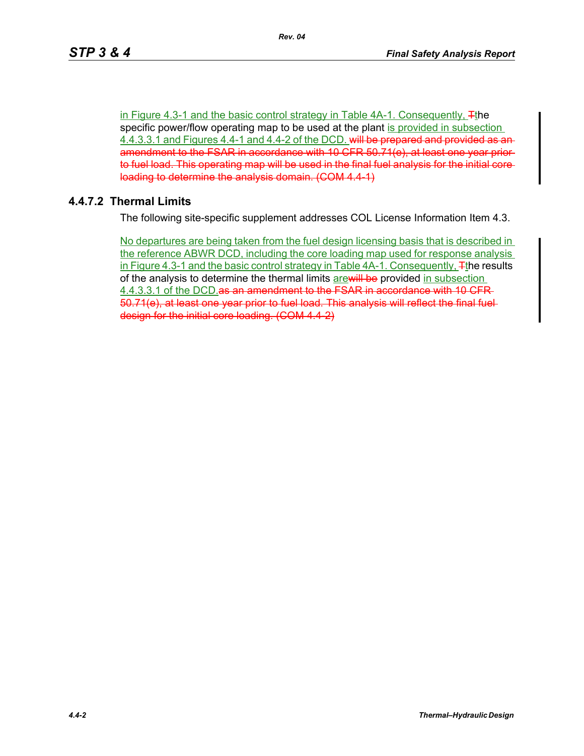in Figure 4.3-1 and the basic control strategy in Table 4A-1. Consequently, ~~T~~the specific power/flow operating map to be used at the plant is provided in subsection 4.4.3.3.1 and Figures 4.4-1 and 4.4-2 of the DCD. ~~will be prepared and provided as an amendment to the FSAR in accordance with 10 CFR 50.71(e), at least one year prior to fuel load. This operating map will be used in the final fuel analysis for the initial core loading to determine the analysis domain. (COM 4.4-1)~~

### 4.4.7.2 Thermal Limits

The following site-specific supplement addresses COL License Information Item 4.3.

No departures are being taken from the fuel design licensing basis that is described in the reference ABWR DCD, including the core loading map used for response analysis in Figure 4.3-1 and the basic control strategy in Table 4A-1. Consequently, ~~T~~the results of the analysis to determine the thermal limits are~~will be~~ provided in subsection 4.4.3.3.1 of the DCD.~~as an amendment to the FSAR in accordance with 10 CFR 50.71(e), at least one year prior to fuel load. This analysis will reflect the final fuel design for the initial core loading. (COM 4.4-2)~~